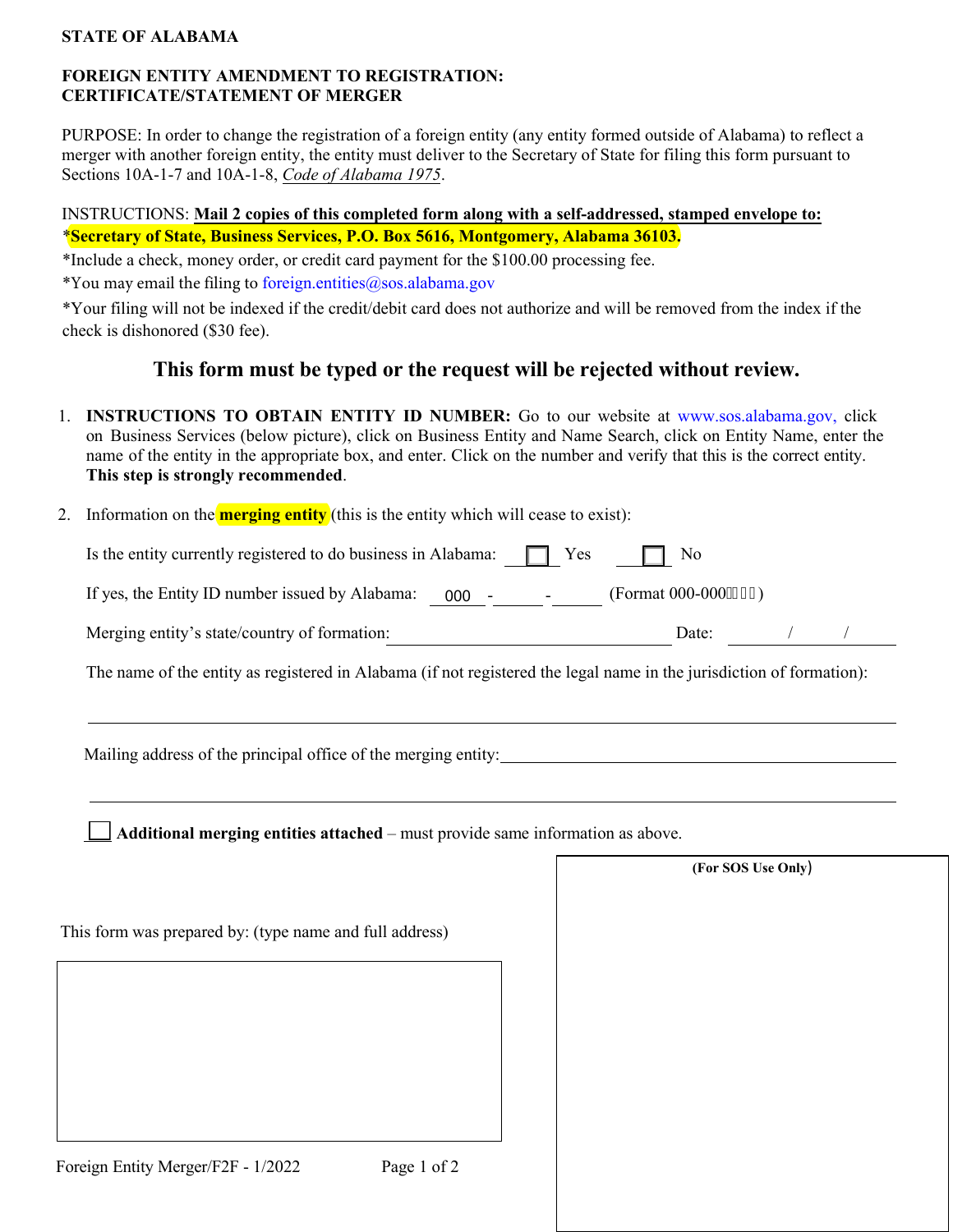**STATE OF ALABAMA**

**FOREIGN ENTITY AMENDMENT TO REGISTRATION:**
**CERTIFICATE/STATEMENT OF MERGER**

PURPOSE: In order to change the registration of a foreign entity (any entity formed outside of Alabama) to reflect a merger with another foreign entity, the entity must deliver to the Secretary of State for filing this form pursuant to Sections 10A-1-7 and 10A-1-8, *Code of Alabama 1975*.

INSTRUCTIONS: **Mail 2 copies of this completed form along with a self-addressed, stamped envelope to:**
***Secretary of State, Business Services, P.O. Box 5616, Montgomery, Alabama 36103.**
*Include a check, money order, or credit card payment for the $100.00 processing fee.
*You may email the filing to foreign.entities@sos.alabama.gov
*Your filing will not be indexed if the credit/debit card does not authorize and will be removed from the index if the check is dishonored ($30 fee).

**This form must be typed or the request will be rejected without review.**

1. **INSTRUCTIONS TO OBTAIN ENTITY ID NUMBER:** Go to our website at www.sos.alabama.gov, click on Business Services (below picture), click on Business Entity and Name Search, click on Entity Name, enter the name of the entity in the appropriate box, and enter. Click on the number and verify that this is the correct entity. **This step is strongly recommended**.

2. Information on the **merging entity** (this is the entity which will cease to exist):

   Is the entity currently registered to do business in Alabama: ☐ Yes ☐ No

   If yes, the Entity ID number issued by Alabama: 000 - ______ - ______ (Format 000-000)

   Merging entity's state/country of formation: ____________________ Date: ____/____/____

   The name of the entity as registered in Alabama (if not registered the legal name in the jurisdiction of formation):

   ______________________________________________

   Mailing address of the principal office of the merging entity: ______________________________________________

   ______________________________________________

   ☐ **Additional merging entities attached** – must provide same information as above.

This form was prepared by: (type name and full address)

(For SOS Use Only)

Foreign Entity Merger/F2F - 1/2022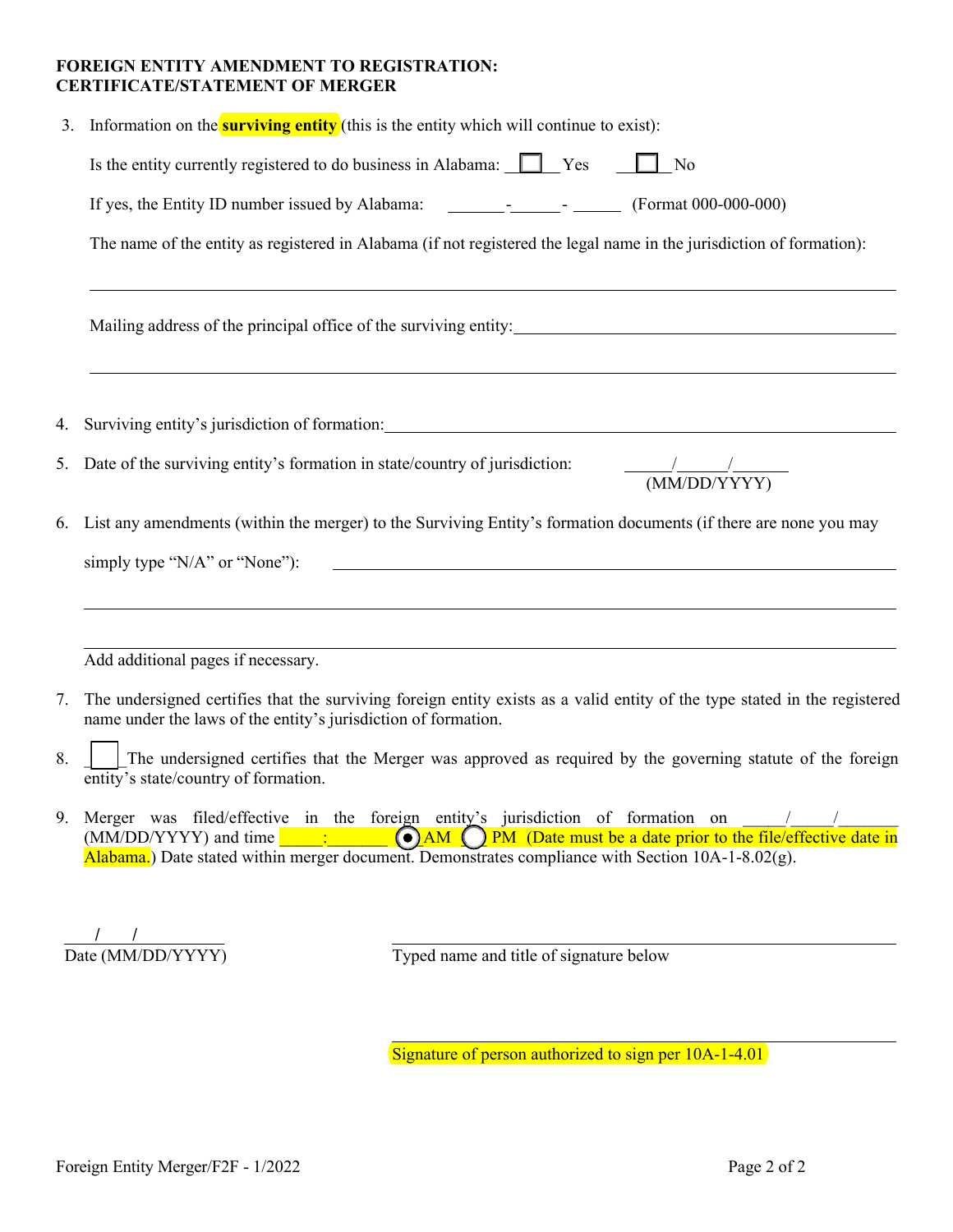**FOREIGN ENTITY AMENDMENT TO REGISTRATION:**
**CERTIFICATE/STATEMENT OF MERGER**

3. Information on the **surviving entity** (this is the entity which will continue to exist):

   Is the entity currently registered to do business in Alabama: ☐ Yes ☐ No

   If yes, the Entity ID number issued by Alabama: _______-______-______ (Format 000-000-000)

   The name of the entity as registered in Alabama (if not registered the legal name in the jurisdiction of formation):

   ______________________________________________________________

   Mailing address of the principal office of the surviving entity: ______________________________________________________________

   ______________________________________________________________

4. Surviving entity's jurisdiction of formation: ______________________________________________________________

5. Date of the surviving entity's formation in state/country of jurisdiction: ______/______/_______ (MM/DD/YYYY)

6. List any amendments (within the merger) to the Surviving Entity's formation documents (if there are none you may simply type "N/A" or "None"): ______________________________________________________________

   ______________________________________________________________

   ______________________________________________________________

   Add additional pages if necessary.

7. The undersigned certifies that the surviving foreign entity exists as a valid entity of the type stated in the registered name under the laws of the entity's jurisdiction of formation.

8. ☐ The undersigned certifies that the Merger was approved as required by the governing statute of the foreign entity's state/country of formation.

9. Merger was filed/effective in the foreign entity's jurisdiction of formation on _____/_____/_______ (MM/DD/YYYY) and time _____:_______ ◉ AM ◯ PM (Date must be a date prior to the file/effective date in Alabama.) Date stated within merger document. Demonstrates compliance with Section 10A-1-8.02(g).

_____/_____/_______
Date (MM/DD/YYYY)

______________________________________________________________
Typed name and title of signature below

______________________________________________________________
Signature of person authorized to sign per 10A-1-4.01

Foreign Entity Merger/F2F - 1/2022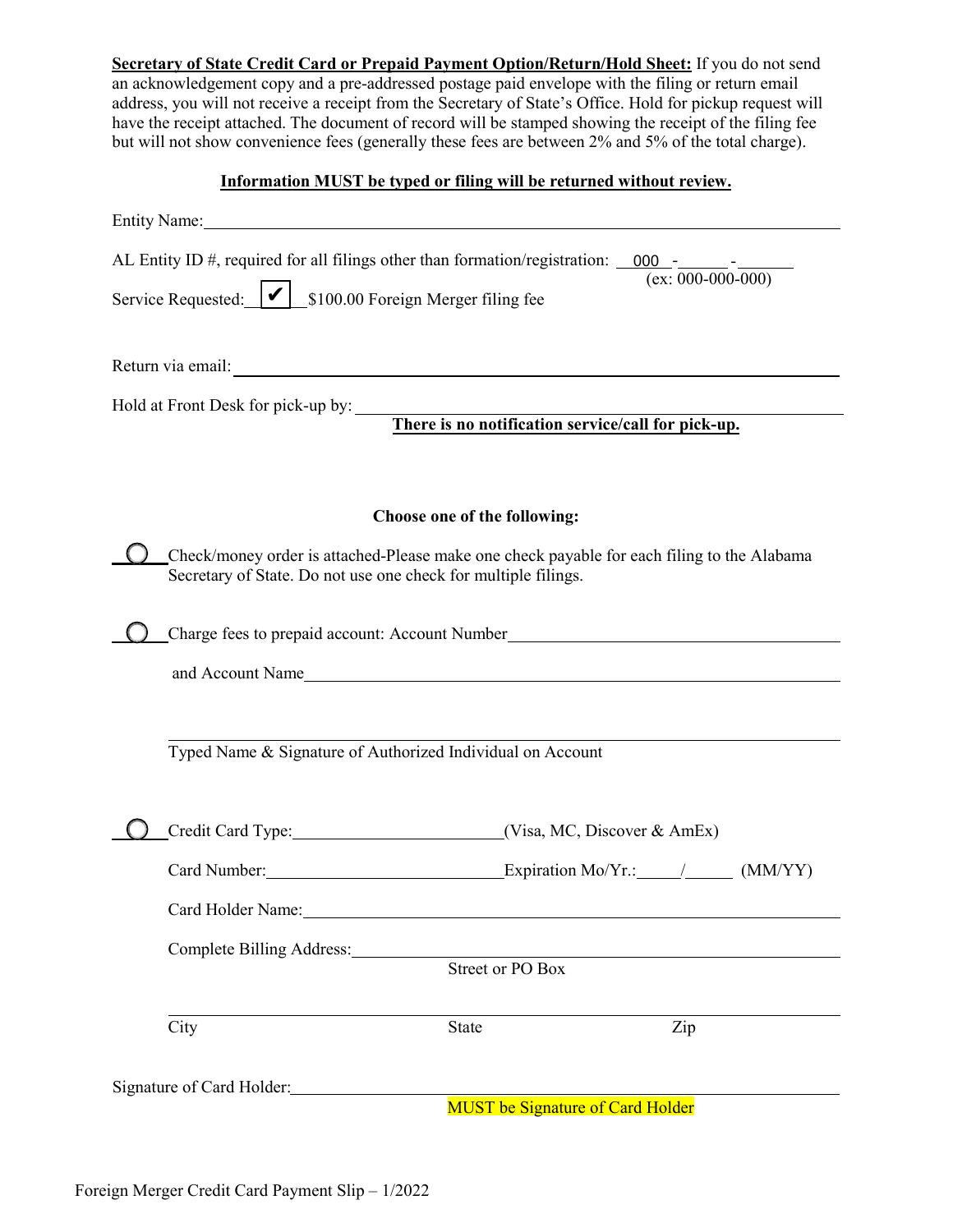**Secretary of State Credit Card or Prepaid Payment Option/Return/Hold Sheet:** If you do not send an acknowledgement copy and a pre-addressed postage paid envelope with the filing or return email address, you will not receive a receipt from the Secretary of State's Office. Hold for pickup request will have the receipt attached. The document of record will be stamped showing the receipt of the filing fee but will not show convenience fees (generally these fees are between 2% and 5% of the total charge).

**Information MUST be typed or filing will be returned without review.**

Entity Name: ______________________________

AL Entity ID #, required for all filings other than formation/registration: 000 - ______ - ______ (ex: 000-000-000)

Service Requested: ✔ $100.00 Foreign Merger filing fee

Return via email: ______________________________

Hold at Front Desk for pick-up by: ______________________________

**There is no notification service/call for pick-up.**

**Choose one of the following:**

○ Check/money order is attached-Please make one check payable for each filing to the Alabama Secretary of State. Do not use one check for multiple filings.

○ Charge fees to prepaid account: Account Number ______________________________

and Account Name ______________________________

______________________________
Typed Name & Signature of Authorized Individual on Account

○ Credit Card Type: ______________ (Visa, MC, Discover & AmEx)

Card Number: ______________ Expiration Mo/Yr.: ____/____ (MM/YY)

Card Holder Name: ______________________________

Complete Billing Address: ______________________________
Street or PO Box

______________________________
City State Zip

Signature of Card Holder: ______________________________
MUST be Signature of Card Holder

Foreign Merger Credit Card Payment Slip – 1/2022